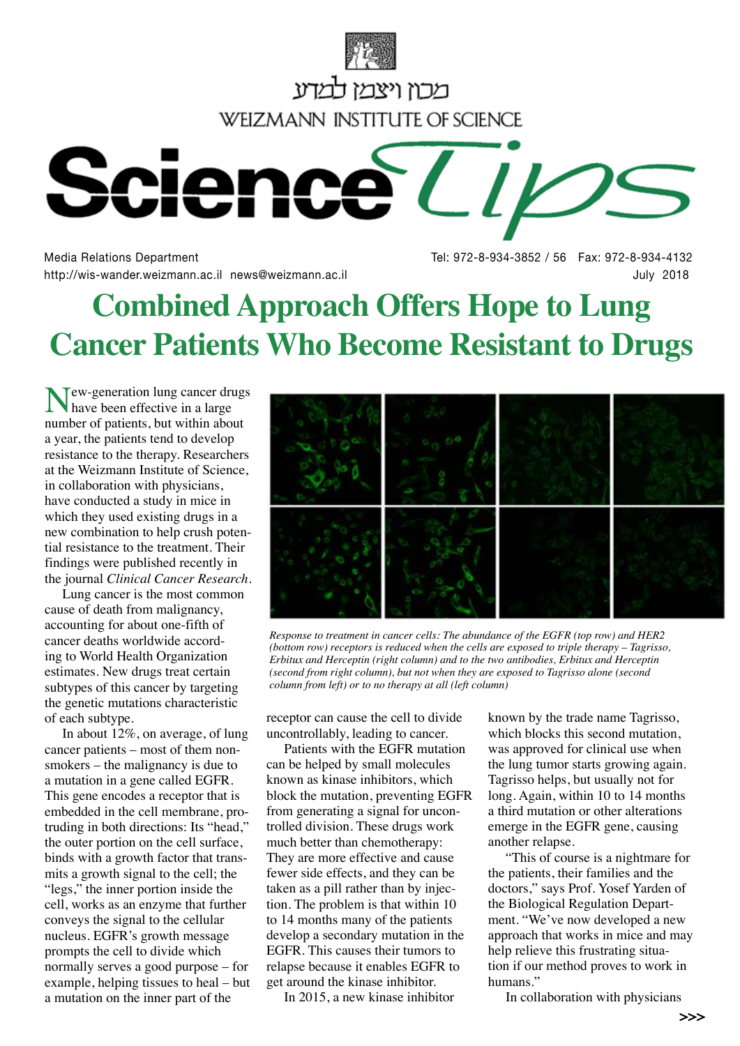מכון ויצמן למדע

WEIZMANN INSTITUTE OF SCIENCE

# Science Tips

Media Relations Department
http://wis-wander.weizmann.ac.il news@weizmann.ac.il

Tel: 972-8-934-3852 / 56 Fax: 972-8-934-4132
July 2018

# Combined Approach Offers Hope to Lung Cancer Patients Who Become Resistant to Drugs

New-generation lung cancer drugs have been effective in a large number of patients, but within about a year, the patients tend to develop resistance to the therapy. Researchers at the Weizmann Institute of Science, in collaboration with physicians, have conducted a study in mice in which they used existing drugs in a new combination to help crush potential resistance to the treatment. Their findings were published recently in the journal *Clinical Cancer Research*.

Lung cancer is the most common cause of death from malignancy, accounting for about one-fifth of cancer deaths worldwide according to World Health Organization estimates. New drugs treat certain subtypes of this cancer by targeting the genetic mutations characteristic of each subtype.

In about 12%, on average, of lung cancer patients – most of them non-smokers – the malignancy is due to a mutation in a gene called EGFR. This gene encodes a receptor that is embedded in the cell membrane, protruding in both directions: Its "head," the outer portion on the cell surface, binds with a growth factor that transmits a growth signal to the cell; the "legs," the inner portion inside the cell, works as an enzyme that further conveys the signal to the cellular nucleus. EGFR's growth message prompts the cell to divide which normally serves a good purpose – for example, helping tissues to heal – but a mutation on the inner part of the receptor can cause the cell to divide uncontrollably, leading to cancer.

*Response to treatment in cancer cells: The abundance of the EGFR (top row) and HER2 (bottom row) receptors is reduced when the cells are exposed to triple therapy – Tagrisso, Erbitux and Herceptin (right column) and to the two antibodies, Erbitux and Herceptin (second from right column), but not when they are exposed to Tagrisso alone (second column from left) or to no therapy at all (left column)*

Patients with the EGFR mutation can be helped by small molecules known as kinase inhibitors, which block the mutation, preventing EGFR from generating a signal for uncontrolled division. These drugs work much better than chemotherapy: They are more effective and cause fewer side effects, and they can be taken as a pill rather than by injection. The problem is that within 10 to 14 months many of the patients develop a secondary mutation in the EGFR. This causes their tumors to relapse because it enables EGFR to get around the kinase inhibitor.

In 2015, a new kinase inhibitor known by the trade name Tagrisso, which blocks this second mutation, was approved for clinical use when the lung tumor starts growing again. Tagrisso helps, but usually not for long. Again, within 10 to 14 months a third mutation or other alterations emerge in the EGFR gene, causing another relapse.

"This of course is a nightmare for the patients, their families and the doctors," says Prof. Yosef Yarden of the Biological Regulation Department. "We've now developed a new approach that works in mice and may help relieve this frustrating situation if our method proves to work in humans."

In collaboration with physicians

>>>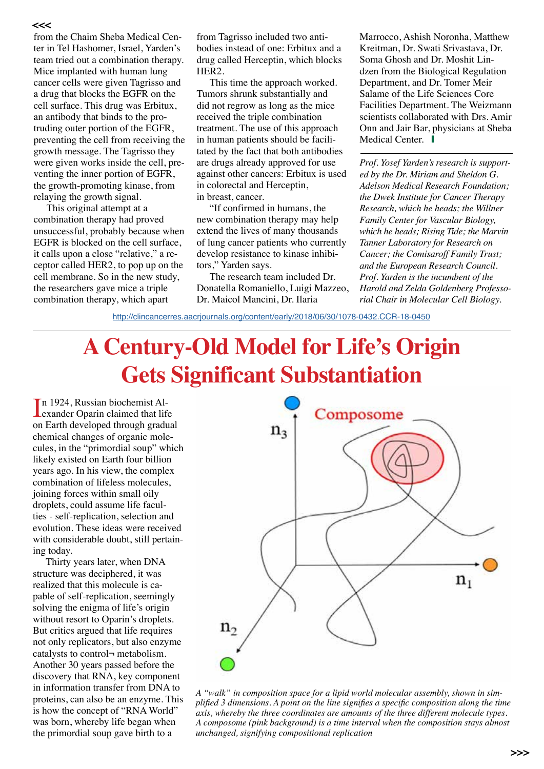from the Chaim Sheba Medical Center in Tel Hashomer, Israel, Yarden's team tried out a combination therapy. Mice implanted with human lung cancer cells were given Tagrisso and a drug that blocks the EGFR on the cell surface. This drug was Erbitux, an antibody that binds to the protruding outer portion of the EGFR, preventing the cell from receiving the growth message. The Tagrisso they were given works inside the cell, preventing the inner portion of EGFR, the growth-promoting kinase, from relaying the growth signal.

This original attempt at a combination therapy had proved unsuccessful, probably because when EGFR is blocked on the cell surface, it calls upon a close "relative," a receptor called HER2, to pop up on the cell membrane. So in the new study, the researchers gave mice a triple combination therapy, which apart from Tagrisso included two antibodies instead of one: Erbitux and a drug called Herceptin, which blocks HER2.

This time the approach worked. Tumors shrunk substantially and did not regrow as long as the mice received the triple combination treatment. The use of this approach in human patients should be facilitated by the fact that both antibodies are drugs already approved for use against other cancers: Erbitux is used in colorectal and Herceptin, in breast, cancer.

"If confirmed in humans, the new combination therapy may help extend the lives of many thousands of lung cancer patients who currently develop resistance to kinase inhibitors," Yarden says.

The research team included Dr. Donatella Romaniello, Luigi Mazzeo, Dr. Maicol Mancini, Dr. Ilaria Marrocco, Ashish Noronha, Matthew Kreitman, Dr. Swati Srivastava, Dr. Soma Ghosh and Dr. Moshit Lindzen from the Biological Regulation Department, and Dr. Tomer Meir Salame of the Life Sciences Core Facilities Department. The Weizmann scientists collaborated with Drs. Amir Onn and Jair Bar, physicians at Sheba Medical Center.

*Prof. Yosef Yarden's research is supported by the Dr. Miriam and Sheldon G. Adelson Medical Research Foundation; the Dwek Institute for Cancer Therapy Research, which he heads; the Willner Family Center for Vascular Biology, which he heads; Rising Tide; the Marvin Tanner Laboratory for Research on Cancer; the Comisaroff Family Trust; and the European Research Council. Prof. Yarden is the incumbent of the Harold and Zelda Goldenberg Professorial Chair in Molecular Cell Biology.*

http://clincancerres.aacrjournals.org/content/early/2018/06/30/1078-0432.CCR-18-0450

# A Century-Old Model for Life's Origin Gets Significant Substantiation

In 1924, Russian biochemist Alexander Oparin claimed that life on Earth developed through gradual chemical changes of organic molecules, in the "primordial soup" which likely existed on Earth four billion years ago. In his view, the complex combination of lifeless molecules, joining forces within small oily droplets, could assume life faculties - self-replication, selection and evolution. These ideas were received with considerable doubt, still pertaining today.

Thirty years later, when DNA structure was deciphered, it was realized that this molecule is capable of self-replication, seemingly solving the enigma of life's origin without resort to Oparin's droplets. But critics argued that life requires not only replicators, but also enzyme catalysts to control metabolism. Another 30 years passed before the discovery that RNA, key component in information transfer from DNA to proteins, can also be an enzyme. This is how the concept of "RNA World" was born, whereby life began when the primordial soup gave birth to a

*A "walk" in composition space for a lipid world molecular assembly, shown in simplified 3 dimensions. A point on the line signifies a specific composition along the time axis, whereby the three coordinates are amounts of the three different molecule types. A composome (pink background) is a time interval when the composition stays almost unchanged, signifying compositional replication*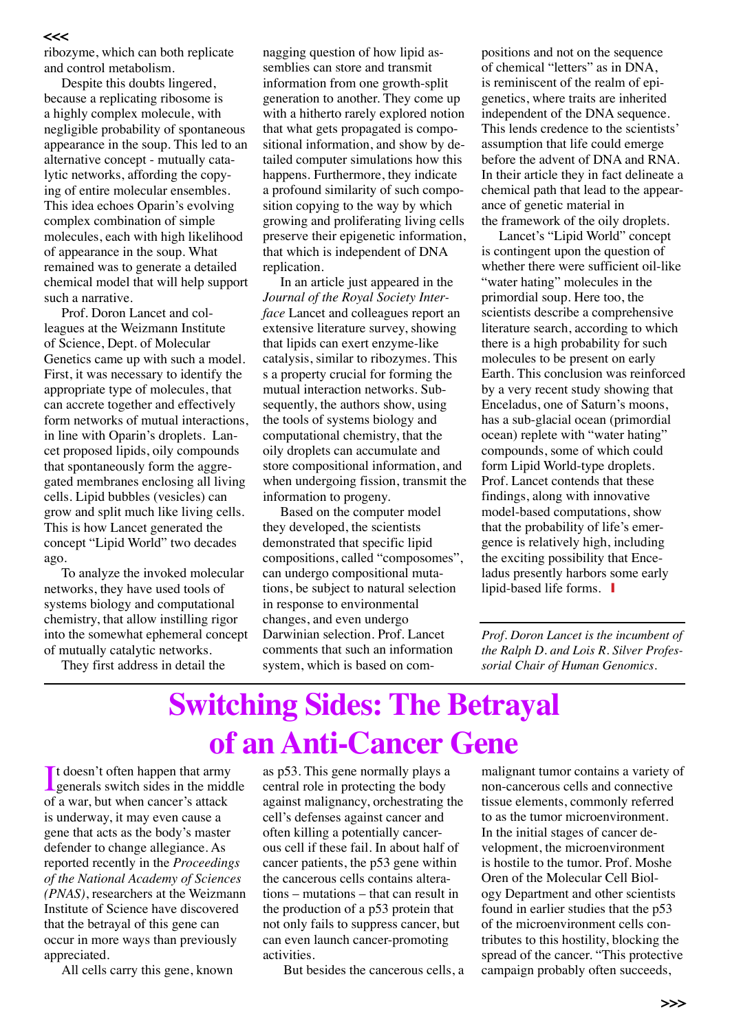ribozyme, which can both replicate and control metabolism.

Despite this doubts lingered, because a replicating ribosome is a highly complex molecule, with negligible probability of spontaneous appearance in the soup. This led to an alternative concept - mutually catalytic networks, affording the copying of entire molecular ensembles. This idea echoes Oparin's evolving complex combination of simple molecules, each with high likelihood of appearance in the soup. What remained was to generate a detailed chemical model that will help support such a narrative.

Prof. Doron Lancet and colleagues at the Weizmann Institute of Science, Dept. of Molecular Genetics came up with such a model. First, it was necessary to identify the appropriate type of molecules, that can accrete together and effectively form networks of mutual interactions, in line with Oparin's droplets. Lancet proposed lipids, oily compounds that spontaneously form the aggregated membranes enclosing all living cells. Lipid bubbles (vesicles) can grow and split much like living cells. This is how Lancet generated the concept "Lipid World" two decades ago.

To analyze the invoked molecular networks, they have used tools of systems biology and computational chemistry, that allow instilling rigor into the somewhat ephemeral concept of mutually catalytic networks.

They first address in detail the nagging question of how lipid assemblies can store and transmit information from one growth-split generation to another. They come up with a hitherto rarely explored notion that what gets propagated is compositional information, and show by detailed computer simulations how this happens. Furthermore, they indicate a profound similarity of such composition copying to the way by which growing and proliferating living cells preserve their epigenetic information, that which is independent of DNA replication.

In an article just appeared in the *Journal of the Royal Society Interface* Lancet and colleagues report an extensive literature survey, showing that lipids can exert enzyme-like catalysis, similar to ribozymes. This s a property crucial for forming the mutual interaction networks. Subsequently, the authors show, using the tools of systems biology and computational chemistry, that the oily droplets can accumulate and store compositional information, and when undergoing fission, transmit the information to progeny.

Based on the computer model they developed, the scientists demonstrated that specific lipid compositions, called "composomes", can undergo compositional mutations, be subject to natural selection in response to environmental changes, and even undergo Darwinian selection. Prof. Lancet comments that such an information system, which is based on compositions and not on the sequence of chemical "letters" as in DNA, is reminiscent of the realm of epigenetics, where traits are inherited independent of the DNA sequence. This lends credence to the scientists' assumption that life could emerge before the advent of DNA and RNA. In their article they in fact delineate a chemical path that lead to the appearance of genetic material in the framework of the oily droplets.

Lancet's "Lipid World" concept is contingent upon the question of whether there were sufficient oil-like "water hating" molecules in the primordial soup. Here too, the scientists describe a comprehensive literature search, according to which there is a high probability for such molecules to be present on early Earth. This conclusion was reinforced by a very recent study showing that Enceladus, one of Saturn's moons, has a sub-glacial ocean (primordial ocean) replete with "water hating" compounds, some of which could form Lipid World-type droplets. Prof. Lancet contends that these findings, along with innovative model-based computations, show that the probability of life's emergence is relatively high, including the exciting possibility that Enceladus presently harbors some early lipid-based life forms.

*Prof. Doron Lancet is the incumbent of the Ralph D. and Lois R. Silver Professorial Chair of Human Genomics.*

# Switching Sides: The Betrayal of an Anti-Cancer Gene

It doesn't often happen that army generals switch sides in the middle of a war, but when cancer's attack is underway, it may even cause a gene that acts as the body's master defender to change allegiance. As reported recently in the *Proceedings of the National Academy of Sciences (PNAS)*, researchers at the Weizmann Institute of Science have discovered that the betrayal of this gene can occur in more ways than previously appreciated.

All cells carry this gene, known as p53. This gene normally plays a central role in protecting the body against malignancy, orchestrating the cell's defenses against cancer and often killing a potentially cancerous cell if these fail. In about half of cancer patients, the p53 gene within the cancerous cells contains alterations – mutations – that can result in the production of a p53 protein that not only fails to suppress cancer, but can even launch cancer-promoting activities.

But besides the cancerous cells, a malignant tumor contains a variety of non-cancerous cells and connective tissue elements, commonly referred to as the tumor microenvironment. In the initial stages of cancer development, the microenvironment is hostile to the tumor. Prof. Moshe Oren of the Molecular Cell Biology Department and other scientists found in earlier studies that the p53 of the microenvironment cells contributes to this hostility, blocking the spread of the cancer. "This protective campaign probably often succeeds,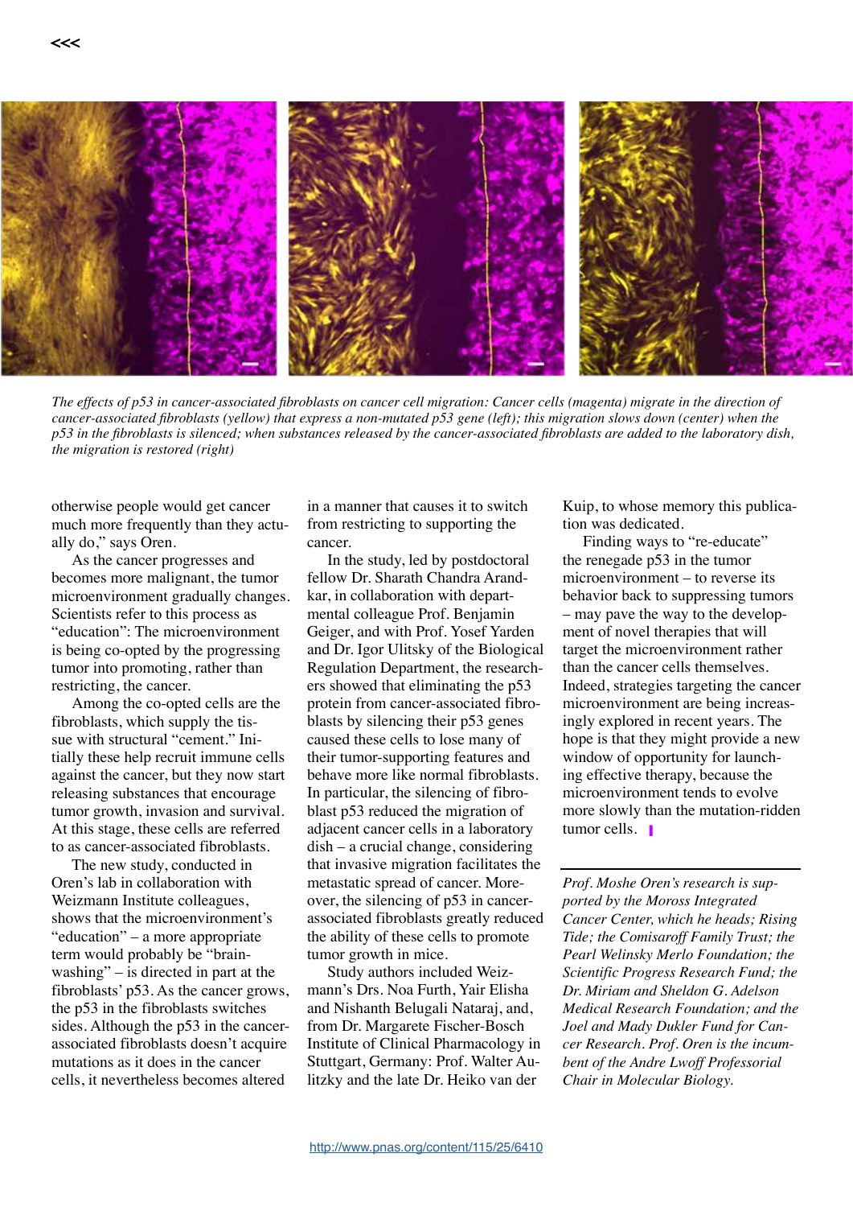*The effects of p53 in cancer-associated fibroblasts on cancer cell migration: Cancer cells (magenta) migrate in the direction of cancer-associated fibroblasts (yellow) that express a non-mutated p53 gene (left); this migration slows down (center) when the p53 in the fibroblasts is silenced; when substances released by the cancer-associated fibroblasts are added to the laboratory dish, the migration is restored (right)*

otherwise people would get cancer much more frequently than they actually do," says Oren.

As the cancer progresses and becomes more malignant, the tumor microenvironment gradually changes. Scientists refer to this process as "education": The microenvironment is being co-opted by the progressing tumor into promoting, rather than restricting, the cancer.

Among the co-opted cells are the fibroblasts, which supply the tissue with structural "cement." Initially these help recruit immune cells against the cancer, but they now start releasing substances that encourage tumor growth, invasion and survival. At this stage, these cells are referred to as cancer-associated fibroblasts.

The new study, conducted in Oren's lab in collaboration with Weizmann Institute colleagues, shows that the microenvironment's "education" – a more appropriate term would probably be "brainwashing" – is directed in part at the fibroblasts' p53. As the cancer grows, the p53 in the fibroblasts switches sides. Although the p53 in the cancer-associated fibroblasts doesn't acquire mutations as it does in the cancer cells, it nevertheless becomes altered in a manner that causes it to switch from restricting to supporting the cancer.

In the study, led by postdoctoral fellow Dr. Sharath Chandra Arandkar, in collaboration with departmental colleague Prof. Benjamin Geiger, and with Prof. Yosef Yarden and Dr. Igor Ulitsky of the Biological Regulation Department, the researchers showed that eliminating the p53 protein from cancer-associated fibroblasts by silencing their p53 genes caused these cells to lose many of their tumor-supporting features and behave more like normal fibroblasts. In particular, the silencing of fibroblast p53 reduced the migration of adjacent cancer cells in a laboratory dish – a crucial change, considering that invasive migration facilitates the metastatic spread of cancer. Moreover, the silencing of p53 in cancer-associated fibroblasts greatly reduced the ability of these cells to promote tumor growth in mice.

Study authors included Weizmann's Drs. Noa Furth, Yair Elisha and Nishanth Belugali Nataraj, and, from Dr. Margarete Fischer-Bosch Institute of Clinical Pharmacology in Stuttgart, Germany: Prof. Walter Aulitzky and the late Dr. Heiko van der Kuip, to whose memory this publication was dedicated.

Finding ways to "re-educate" the renegade p53 in the tumor microenvironment – to reverse its behavior back to suppressing tumors – may pave the way to the development of novel therapies that will target the microenvironment rather than the cancer cells themselves. Indeed, strategies targeting the cancer microenvironment are being increasingly explored in recent years. The hope is that they might provide a new window of opportunity for launching effective therapy, because the microenvironment tends to evolve more slowly than the mutation-ridden tumor cells.

---

*Prof. Moshe Oren's research is supported by the Moross Integrated Cancer Center, which he heads; Rising Tide; the Comisaroff Family Trust; the Pearl Welinsky Merlo Foundation; the Scientific Progress Research Fund; the Dr. Miriam and Sheldon G. Adelson Medical Research Foundation; and the Joel and Mady Dukler Fund for Cancer Research. Prof. Oren is the incumbent of the Andre Lwoff Professorial Chair in Molecular Biology.*

http://www.pnas.org/content/115/25/6410